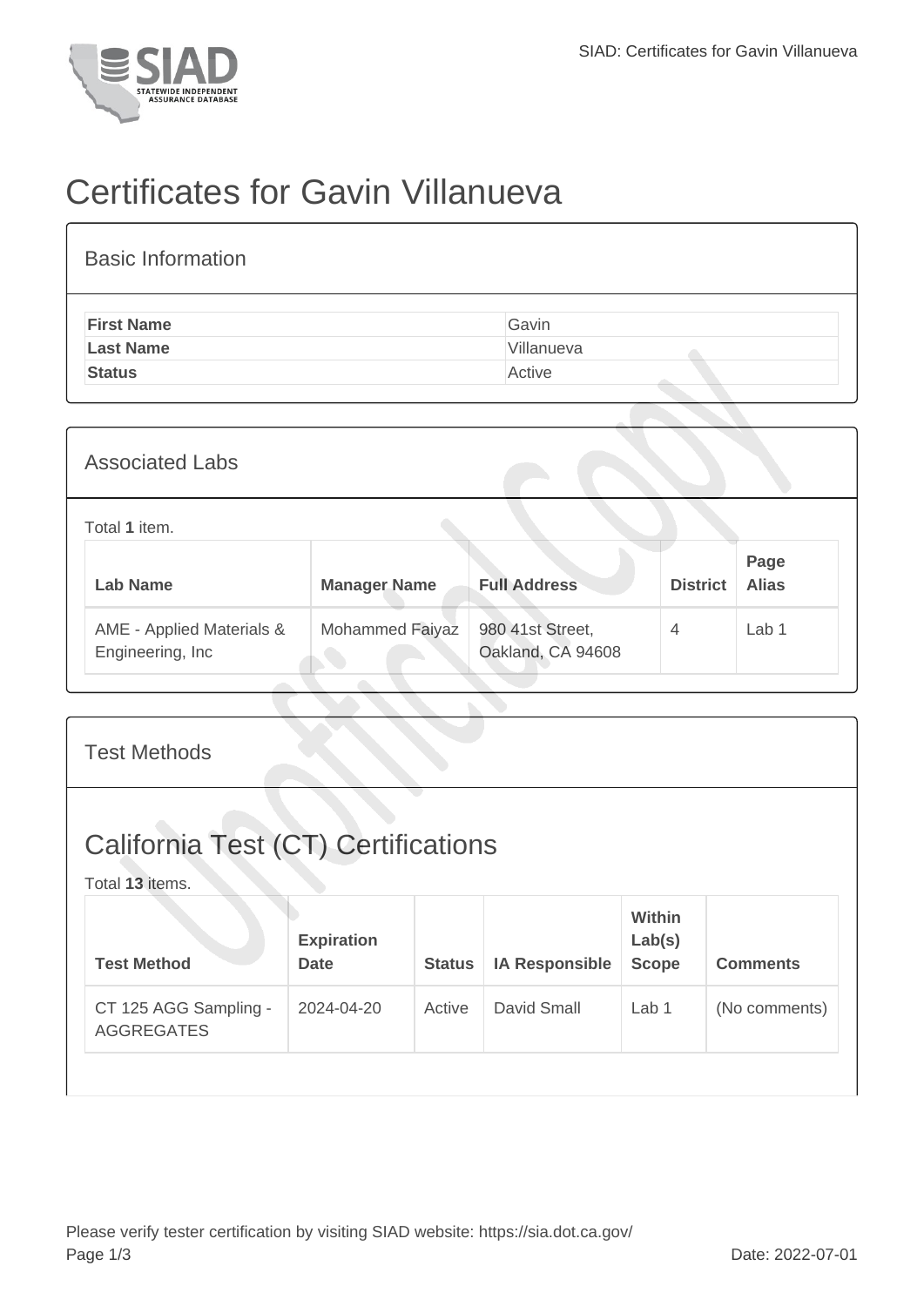# Certificates for Gavin Villanueva

## Basic Information

| First Name | Gavin |
|---|---|
| Last Name | Villanueva |
| Status | Active |

## Associated Labs

Total **1** item.

| Lab Name | Manager Name | Full Address | District | Page Alias |
|---|---|---|---|---|
| AME - Applied Materials & Engineering, Inc | Mohammed Faiyaz | 980 41st Street, Oakland, CA 94608 | 4 | Lab 1 |

## Test Methods

# California Test (CT) Certifications

Total **13** items.

| Test Method | Expiration Date | Status | IA Responsible | Within Lab(s) Scope | Comments |
|---|---|---|---|---|---|
| CT 125 AGG Sampling - AGGREGATES | 2024-04-20 | Active | David Small | Lab 1 | (No comments) |

Please verify tester certification by visiting SIAD website: https://sia.dot.ca.gov/

Date: 2022-07-01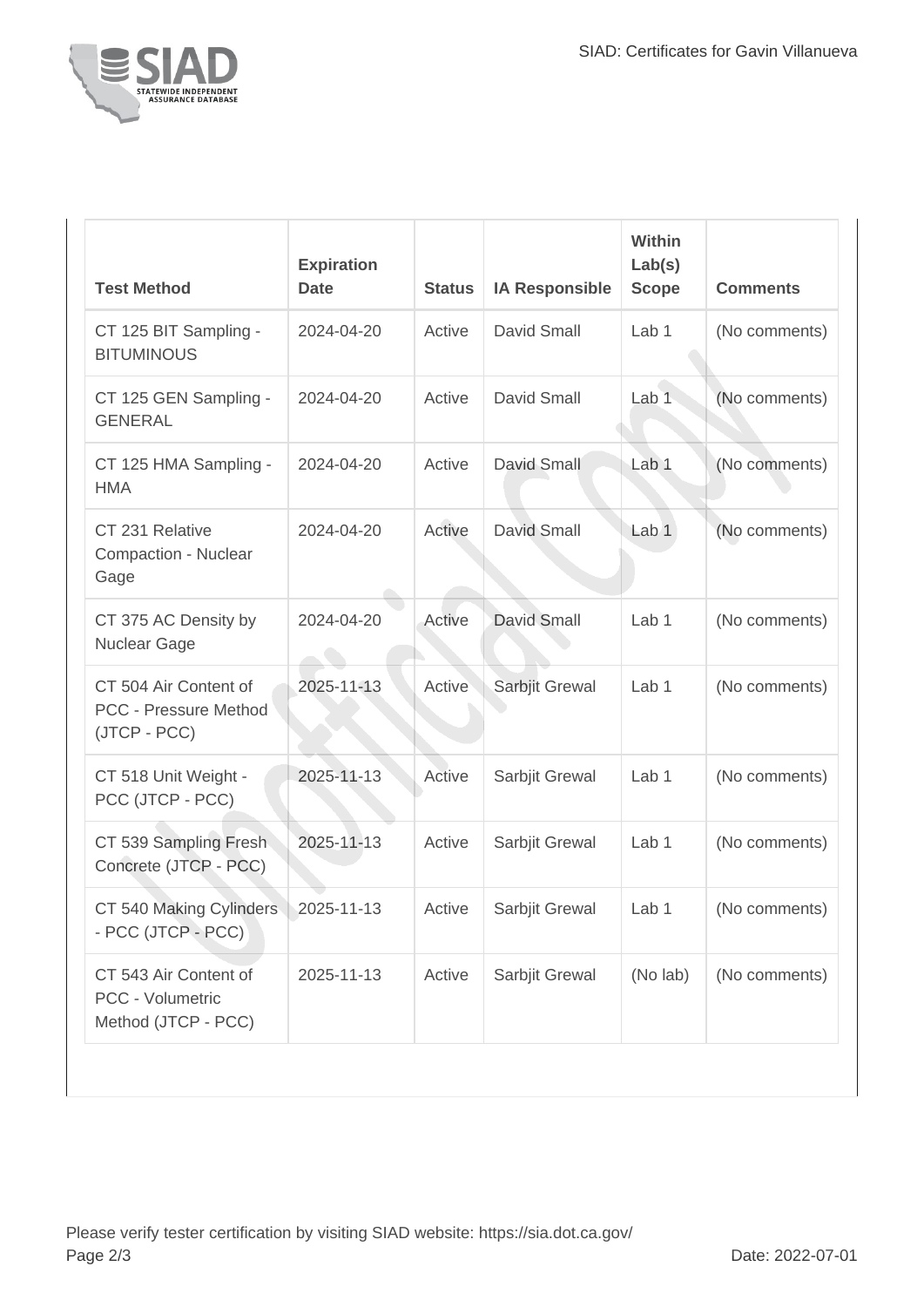| Test Method | Expiration Date | Status | IA Responsible | Within Lab(s) Scope | Comments |
| --- | --- | --- | --- | --- | --- |
| CT 125 BIT Sampling - BITUMINOUS | 2024-04-20 | Active | David Small | Lab 1 | (No comments) |
| CT 125 GEN Sampling - GENERAL | 2024-04-20 | Active | David Small | Lab 1 | (No comments) |
| CT 125 HMA Sampling - HMA | 2024-04-20 | Active | David Small | Lab 1 | (No comments) |
| CT 231 Relative Compaction - Nuclear Gage | 2024-04-20 | Active | David Small | Lab 1 | (No comments) |
| CT 375 AC Density by Nuclear Gage | 2024-04-20 | Active | David Small | Lab 1 | (No comments) |
| CT 504 Air Content of PCC - Pressure Method (JTCP - PCC) | 2025-11-13 | Active | Sarbjit Grewal | Lab 1 | (No comments) |
| CT 518 Unit Weight - PCC (JTCP - PCC) | 2025-11-13 | Active | Sarbjit Grewal | Lab 1 | (No comments) |
| CT 539 Sampling Fresh Concrete (JTCP - PCC) | 2025-11-13 | Active | Sarbjit Grewal | Lab 1 | (No comments) |
| CT 540 Making Cylinders - PCC (JTCP - PCC) | 2025-11-13 | Active | Sarbjit Grewal | Lab 1 | (No comments) |
| CT 543 Air Content of PCC - Volumetric Method (JTCP - PCC) | 2025-11-13 | Active | Sarbjit Grewal | (No lab) | (No comments) |

Please verify tester certification by visiting SIAD website: https://sia.dot.ca.gov/

Date: 2022-07-01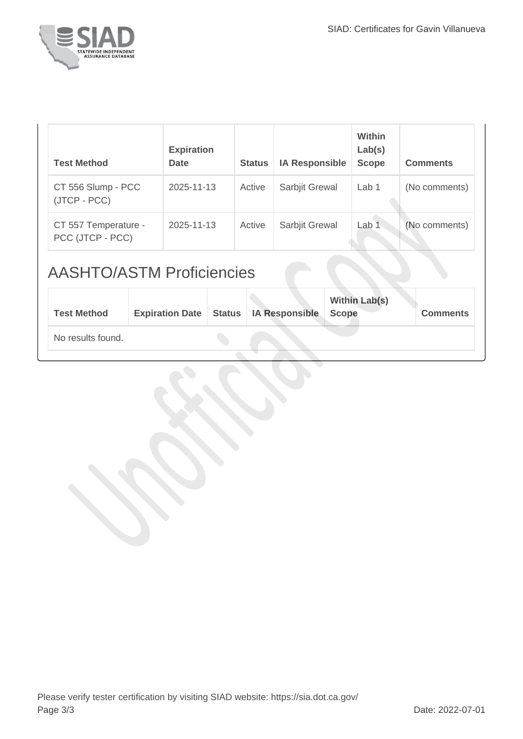| Test Method | Expiration Date | Status | IA Responsible | Within Lab(s) Scope | Comments |
|---|---|---|---|---|---|
| CT 556 Slump - PCC (JTCP - PCC) | 2025-11-13 | Active | Sarbjit Grewal | Lab 1 | (No comments) |
| CT 557 Temperature - PCC (JTCP - PCC) | 2025-11-13 | Active | Sarbjit Grewal | Lab 1 | (No comments) |

## AASHTO/ASTM Proficiencies

| Test Method | Expiration Date | Status | IA Responsible | Within Lab(s) Scope | Comments |
|---|---|---|---|---|---|
| No results found. | | | | | |

Please verify tester certification by visiting SIAD website: https://sia.dot.ca.gov/

Date: 2022-07-01